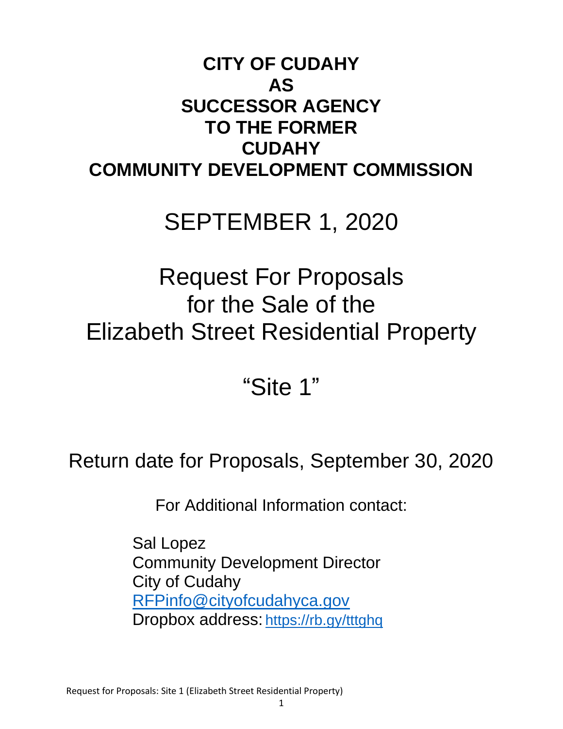# CITY OF CUDAHY AS SUCCESSOR AGENCY TO THE FORMER CUDAHY COMMUNITY DEVELOPMENT COMMISSION

SEPTEMBER 1, 2020

Request For Proposals for the Sale of the Elizabeth Street Residential Property

"Site 1"

Return date for Proposals, September 30, 2020

For Additional Information contact:

Sal Lopez
Community Development Director
City of Cudahy
RFPinfo@cityofcudahyca.gov
Dropbox address: https://rb.gy/tttghq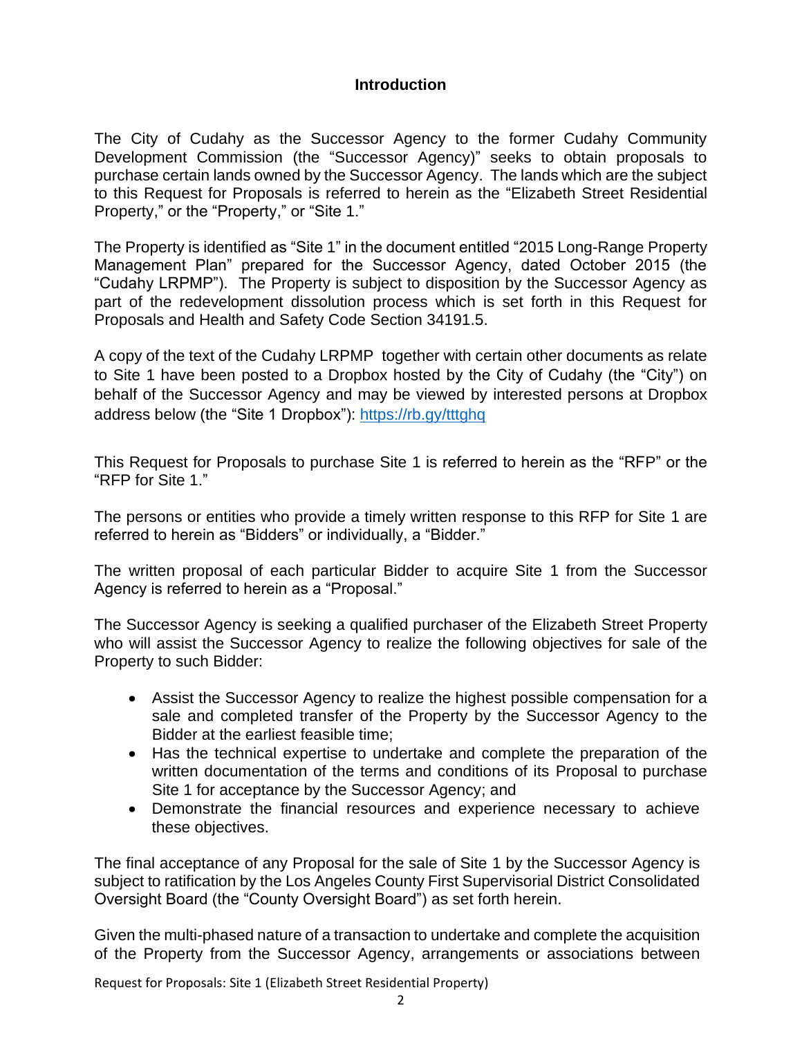## Introduction

The City of Cudahy as the Successor Agency to the former Cudahy Community Development Commission (the "Successor Agency)" seeks to obtain proposals to purchase certain lands owned by the Successor Agency. The lands which are the subject to this Request for Proposals is referred to herein as the "Elizabeth Street Residential Property," or the "Property," or "Site 1."

The Property is identified as "Site 1" in the document entitled "2015 Long-Range Property Management Plan" prepared for the Successor Agency, dated October 2015 (the "Cudahy LRPMP"). The Property is subject to disposition by the Successor Agency as part of the redevelopment dissolution process which is set forth in this Request for Proposals and Health and Safety Code Section 34191.5.

A copy of the text of the Cudahy LRPMP together with certain other documents as relate to Site 1 have been posted to a Dropbox hosted by the City of Cudahy (the "City") on behalf of the Successor Agency and may be viewed by interested persons at Dropbox address below (the "Site 1 Dropbox"): [https://rb.gy/tttghq](https://rb.gy/tttghq)

This Request for Proposals to purchase Site 1 is referred to herein as the "RFP" or the "RFP for Site 1."

The persons or entities who provide a timely written response to this RFP for Site 1 are referred to herein as "Bidders" or individually, a "Bidder."

The written proposal of each particular Bidder to acquire Site 1 from the Successor Agency is referred to herein as a "Proposal."

The Successor Agency is seeking a qualified purchaser of the Elizabeth Street Property who will assist the Successor Agency to realize the following objectives for sale of the Property to such Bidder:

- Assist the Successor Agency to realize the highest possible compensation for a sale and completed transfer of the Property by the Successor Agency to the Bidder at the earliest feasible time;
- Has the technical expertise to undertake and complete the preparation of the written documentation of the terms and conditions of its Proposal to purchase Site 1 for acceptance by the Successor Agency; and
- Demonstrate the financial resources and experience necessary to achieve these objectives.

The final acceptance of any Proposal for the sale of Site 1 by the Successor Agency is subject to ratification by the Los Angeles County First Supervisorial District Consolidated Oversight Board (the "County Oversight Board") as set forth herein.

Given the multi-phased nature of a transaction to undertake and complete the acquisition of the Property from the Successor Agency, arrangements or associations between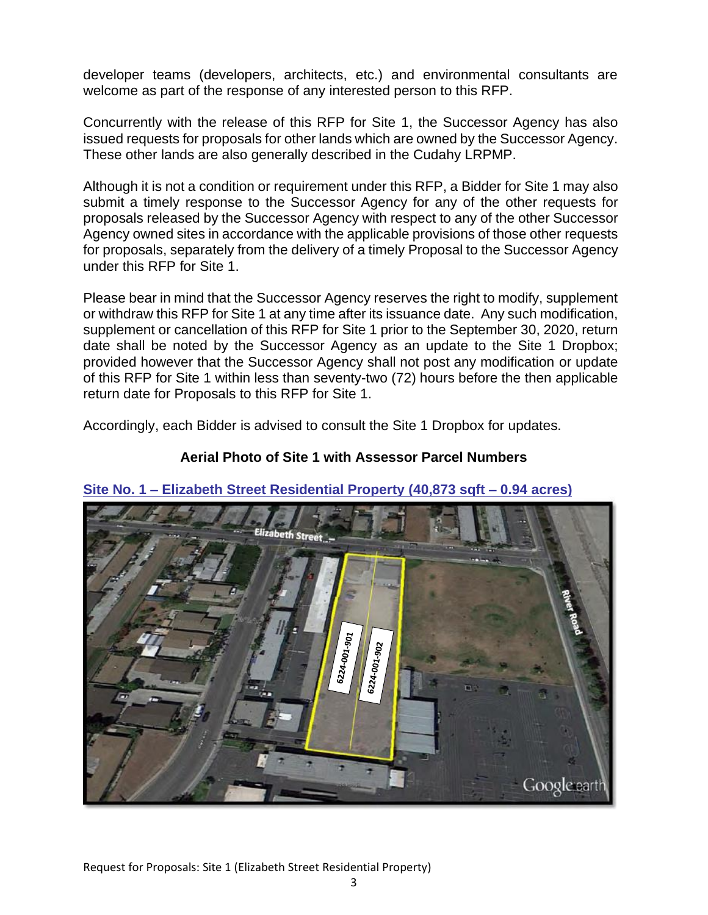developer teams (developers, architects, etc.) and environmental consultants are welcome as part of the response of any interested person to this RFP.

Concurrently with the release of this RFP for Site 1, the Successor Agency has also issued requests for proposals for other lands which are owned by the Successor Agency. These other lands are also generally described in the Cudahy LRPMP.

Although it is not a condition or requirement under this RFP, a Bidder for Site 1 may also submit a timely response to the Successor Agency for any of the other requests for proposals released by the Successor Agency with respect to any of the other Successor Agency owned sites in accordance with the applicable provisions of those other requests for proposals, separately from the delivery of a timely Proposal to the Successor Agency under this RFP for Site 1.

Please bear in mind that the Successor Agency reserves the right to modify, supplement or withdraw this RFP for Site 1 at any time after its issuance date. Any such modification, supplement or cancellation of this RFP for Site 1 prior to the September 30, 2020, return date shall be noted by the Successor Agency as an update to the Site 1 Dropbox; provided however that the Successor Agency shall not post any modification or update of this RFP for Site 1 within less than seventy-two (72) hours before the then applicable return date for Proposals to this RFP for Site 1.

Accordingly, each Bidder is advised to consult the Site 1 Dropbox for updates.

**Aerial Photo of Site 1 with Assessor Parcel Numbers**

**Site No. 1 – Elizabeth Street Residential Property (40,873 sqft – 0.94 acres)**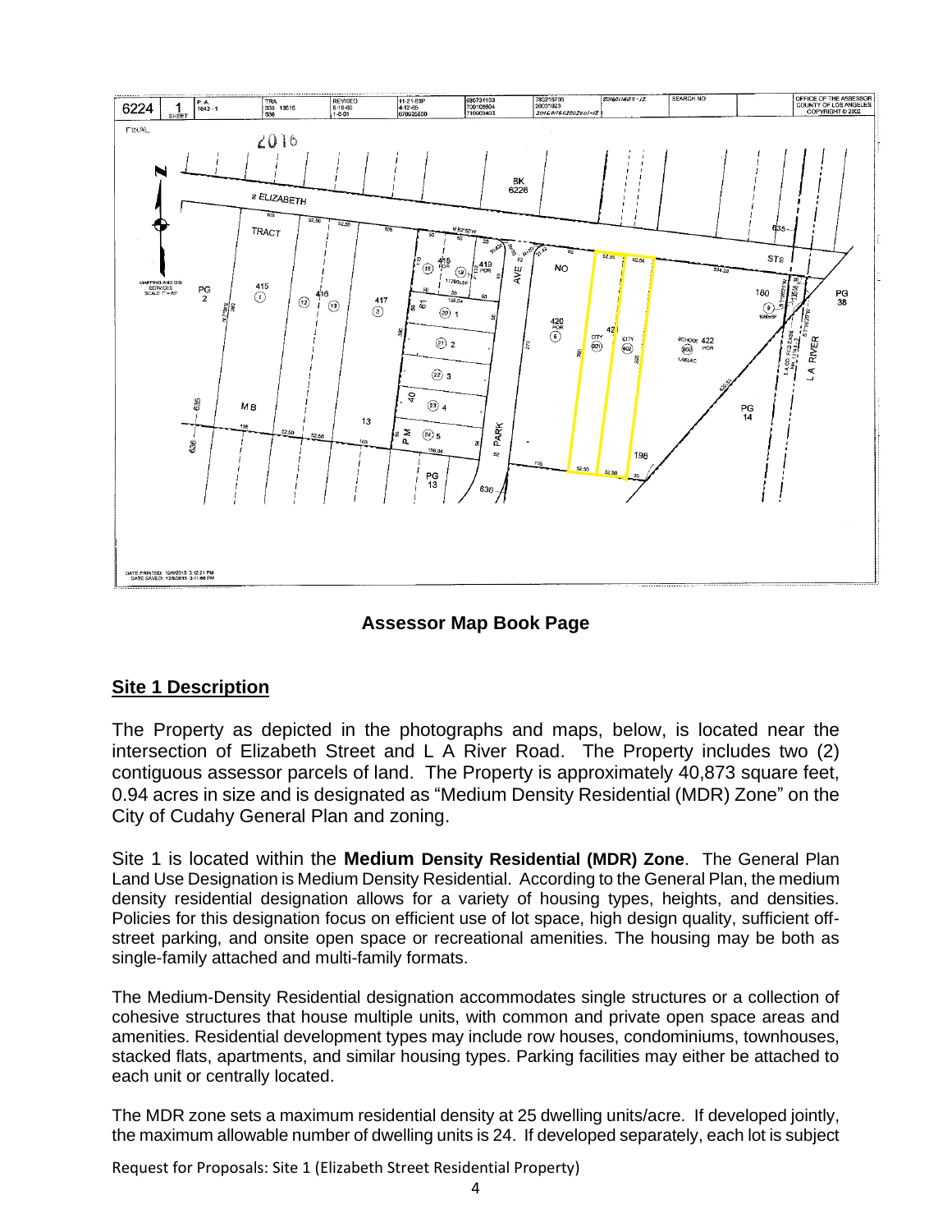**Assessor Map Book Page**

## Site 1 Description

The Property as depicted in the photographs and maps, below, is located near the intersection of Elizabeth Street and L A River Road. The Property includes two (2) contiguous assessor parcels of land. The Property is approximately 40,873 square feet, 0.94 acres in size and is designated as "Medium Density Residential (MDR) Zone" on the City of Cudahy General Plan and zoning.

Site 1 is located within the **Medium Density Residential (MDR) Zone**. The General Plan Land Use Designation is Medium Density Residential. According to the General Plan, the medium density residential designation allows for a variety of housing types, heights, and densities. Policies for this designation focus on efficient use of lot space, high design quality, sufficient off-street parking, and onsite open space or recreational amenities. The housing may be both as single-family attached and multi-family formats.

The Medium-Density Residential designation accommodates single structures or a collection of cohesive structures that house multiple units, with common and private open space areas and amenities. Residential development types may include row houses, condominiums, townhouses, stacked flats, apartments, and similar housing types. Parking facilities may either be attached to each unit or centrally located.

The MDR zone sets a maximum residential density at 25 dwelling units/acre. If developed jointly, the maximum allowable number of dwelling units is 24. If developed separately, each lot is subject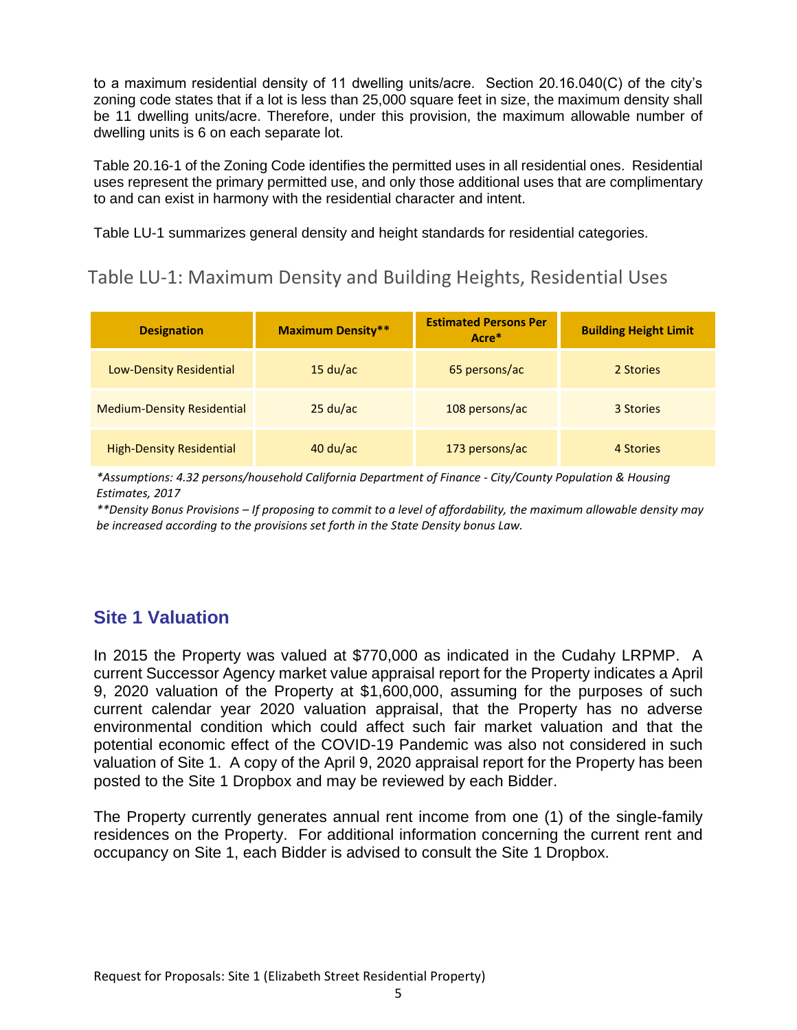to a maximum residential density of 11 dwelling units/acre. Section 20.16.040(C) of the city's zoning code states that if a lot is less than 25,000 square feet in size, the maximum density shall be 11 dwelling units/acre. Therefore, under this provision, the maximum allowable number of dwelling units is 6 on each separate lot.

Table 20.16-1 of the Zoning Code identifies the permitted uses in all residential ones. Residential uses represent the primary permitted use, and only those additional uses that are complimentary to and can exist in harmony with the residential character and intent.

Table LU-1 summarizes general density and height standards for residential categories.

### Table LU-1: Maximum Density and Building Heights, Residential Uses

| Designation | Maximum Density** | Estimated Persons Per Acre* | Building Height Limit |
|---|---|---|---|
| Low-Density Residential | 15 du/ac | 65 persons/ac | 2 Stories |
| Medium-Density Residential | 25 du/ac | 108 persons/ac | 3 Stories |
| High-Density Residential | 40 du/ac | 173 persons/ac | 4 Stories |

*\*Assumptions: 4.32 persons/household California Department of Finance - City/County Population & Housing Estimates, 2017*

*\*\*Density Bonus Provisions – If proposing to commit to a level of affordability, the maximum allowable density may be increased according to the provisions set forth in the State Density bonus Law.*

## Site 1 Valuation

In 2015 the Property was valued at $770,000 as indicated in the Cudahy LRPMP. A current Successor Agency market value appraisal report for the Property indicates a April 9, 2020 valuation of the Property at $1,600,000, assuming for the purposes of such current calendar year 2020 valuation appraisal, that the Property has no adverse environmental condition which could affect such fair market valuation and that the potential economic effect of the COVID-19 Pandemic was also not considered in such valuation of Site 1. A copy of the April 9, 2020 appraisal report for the Property has been posted to the Site 1 Dropbox and may be reviewed by each Bidder.

The Property currently generates annual rent income from one (1) of the single-family residences on the Property. For additional information concerning the current rent and occupancy on Site 1, each Bidder is advised to consult the Site 1 Dropbox.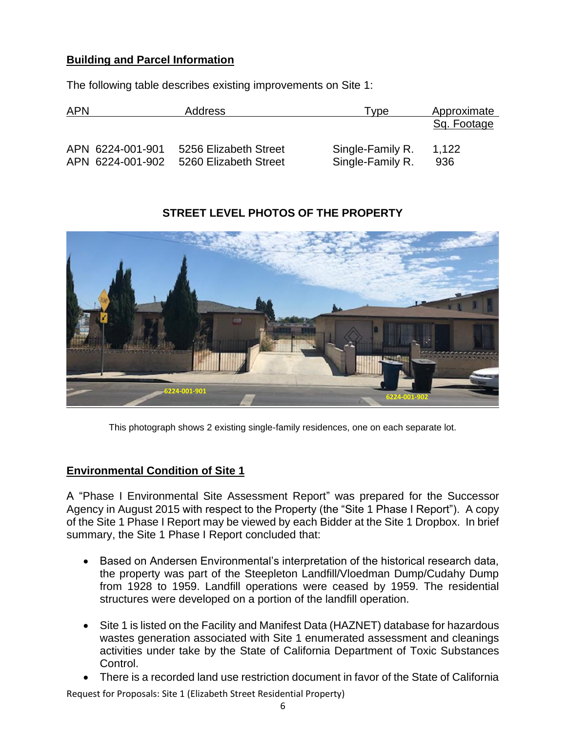**Building and Parcel Information**

The following table describes existing improvements on Site 1:

| APN | Address | Type | Approximate Sq. Footage |
|---|---|---|---|
| APN 6224-001-901 | 5256 Elizabeth Street | Single-Family R. | 1,122 |
| APN 6224-001-902 | 5260 Elizabeth Street | Single-Family R. | 936 |

**STREET LEVEL PHOTOS OF THE PROPERTY**

This photograph shows 2 existing single-family residences, one on each separate lot.

**Environmental Condition of Site 1**

A "Phase I Environmental Site Assessment Report" was prepared for the Successor Agency in August 2015 with respect to the Property (the "Site 1 Phase I Report"). A copy of the Site 1 Phase I Report may be viewed by each Bidder at the Site 1 Dropbox. In brief summary, the Site 1 Phase I Report concluded that:

- Based on Andersen Environmental's interpretation of the historical research data, the property was part of the Steepleton Landfill/Vloedman Dump/Cudahy Dump from 1928 to 1959. Landfill operations were ceased by 1959. The residential structures were developed on a portion of the landfill operation.
- Site 1 is listed on the Facility and Manifest Data (HAZNET) database for hazardous wastes generation associated with Site 1 enumerated assessment and cleanings activities under take by the State of California Department of Toxic Substances Control.
- There is a recorded land use restriction document in favor of the State of California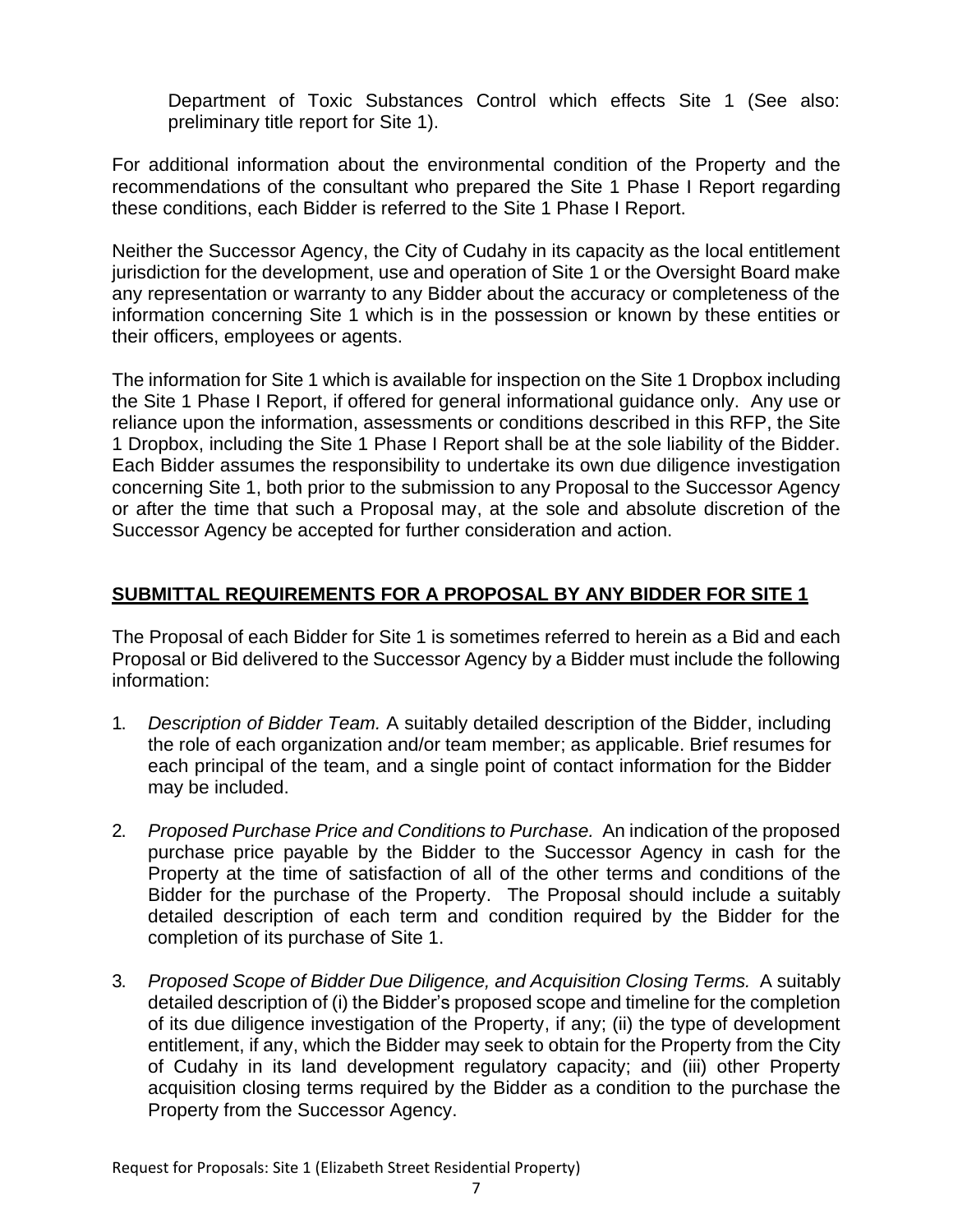Department of Toxic Substances Control which effects Site 1 (See also: preliminary title report for Site 1).

For additional information about the environmental condition of the Property and the recommendations of the consultant who prepared the Site 1 Phase I Report regarding these conditions, each Bidder is referred to the Site 1 Phase I Report.

Neither the Successor Agency, the City of Cudahy in its capacity as the local entitlement jurisdiction for the development, use and operation of Site 1 or the Oversight Board make any representation or warranty to any Bidder about the accuracy or completeness of the information concerning Site 1 which is in the possession or known by these entities or their officers, employees or agents.

The information for Site 1 which is available for inspection on the Site 1 Dropbox including the Site 1 Phase I Report, if offered for general informational guidance only. Any use or reliance upon the information, assessments or conditions described in this RFP, the Site 1 Dropbox, including the Site 1 Phase I Report shall be at the sole liability of the Bidder. Each Bidder assumes the responsibility to undertake its own due diligence investigation concerning Site 1, both prior to the submission to any Proposal to the Successor Agency or after the time that such a Proposal may, at the sole and absolute discretion of the Successor Agency be accepted for further consideration and action.

## SUBMITTAL REQUIREMENTS FOR A PROPOSAL BY ANY BIDDER FOR SITE 1

The Proposal of each Bidder for Site 1 is sometimes referred to herein as a Bid and each Proposal or Bid delivered to the Successor Agency by a Bidder must include the following information:

1. *Description of Bidder Team.* A suitably detailed description of the Bidder, including the role of each organization and/or team member; as applicable. Brief resumes for each principal of the team, and a single point of contact information for the Bidder may be included.

2. *Proposed Purchase Price and Conditions to Purchase.* An indication of the proposed purchase price payable by the Bidder to the Successor Agency in cash for the Property at the time of satisfaction of all of the other terms and conditions of the Bidder for the purchase of the Property. The Proposal should include a suitably detailed description of each term and condition required by the Bidder for the completion of its purchase of Site 1.

3. *Proposed Scope of Bidder Due Diligence, and Acquisition Closing Terms.* A suitably detailed description of (i) the Bidder's proposed scope and timeline for the completion of its due diligence investigation of the Property, if any; (ii) the type of development entitlement, if any, which the Bidder may seek to obtain for the Property from the City of Cudahy in its land development regulatory capacity; and (iii) other Property acquisition closing terms required by the Bidder as a condition to the purchase the Property from the Successor Agency.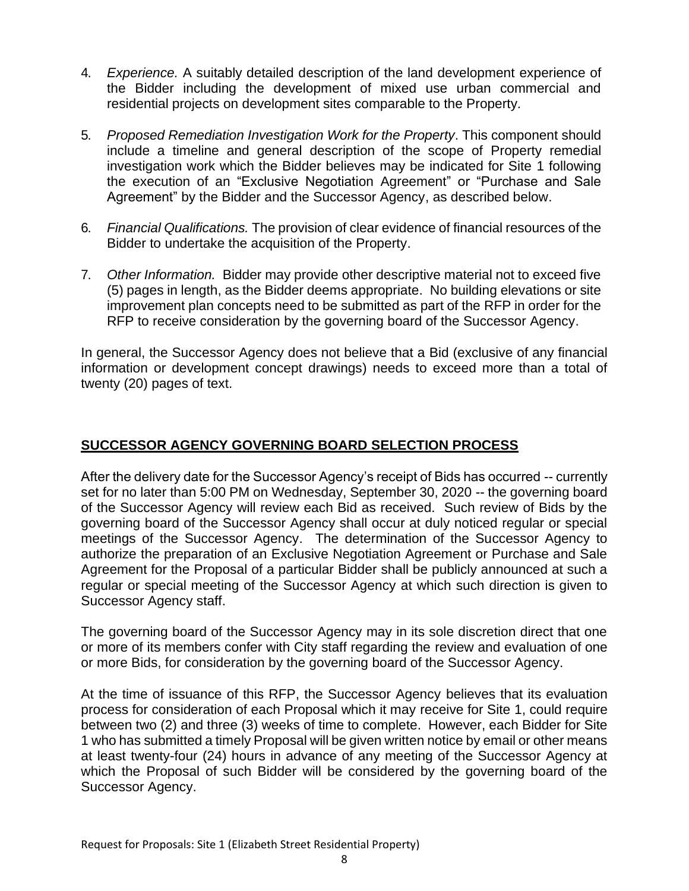4. *Experience.* A suitably detailed description of the land development experience of the Bidder including the development of mixed use urban commercial and residential projects on development sites comparable to the Property.

5. *Proposed Remediation Investigation Work for the Property*. This component should include a timeline and general description of the scope of Property remedial investigation work which the Bidder believes may be indicated for Site 1 following the execution of an "Exclusive Negotiation Agreement" or "Purchase and Sale Agreement" by the Bidder and the Successor Agency, as described below.

6. *Financial Qualifications.* The provision of clear evidence of financial resources of the Bidder to undertake the acquisition of the Property.

7. *Other Information.* Bidder may provide other descriptive material not to exceed five (5) pages in length, as the Bidder deems appropriate. No building elevations or site improvement plan concepts need to be submitted as part of the RFP in order for the RFP to receive consideration by the governing board of the Successor Agency.

In general, the Successor Agency does not believe that a Bid (exclusive of any financial information or development concept drawings) needs to exceed more than a total of twenty (20) pages of text.

## SUCCESSOR AGENCY GOVERNING BOARD SELECTION PROCESS

After the delivery date for the Successor Agency's receipt of Bids has occurred -- currently set for no later than 5:00 PM on Wednesday, September 30, 2020 -- the governing board of the Successor Agency will review each Bid as received. Such review of Bids by the governing board of the Successor Agency shall occur at duly noticed regular or special meetings of the Successor Agency. The determination of the Successor Agency to authorize the preparation of an Exclusive Negotiation Agreement or Purchase and Sale Agreement for the Proposal of a particular Bidder shall be publicly announced at such a regular or special meeting of the Successor Agency at which such direction is given to Successor Agency staff.

The governing board of the Successor Agency may in its sole discretion direct that one or more of its members confer with City staff regarding the review and evaluation of one or more Bids, for consideration by the governing board of the Successor Agency.

At the time of issuance of this RFP, the Successor Agency believes that its evaluation process for consideration of each Proposal which it may receive for Site 1, could require between two (2) and three (3) weeks of time to complete. However, each Bidder for Site 1 who has submitted a timely Proposal will be given written notice by email or other means at least twenty-four (24) hours in advance of any meeting of the Successor Agency at which the Proposal of such Bidder will be considered by the governing board of the Successor Agency.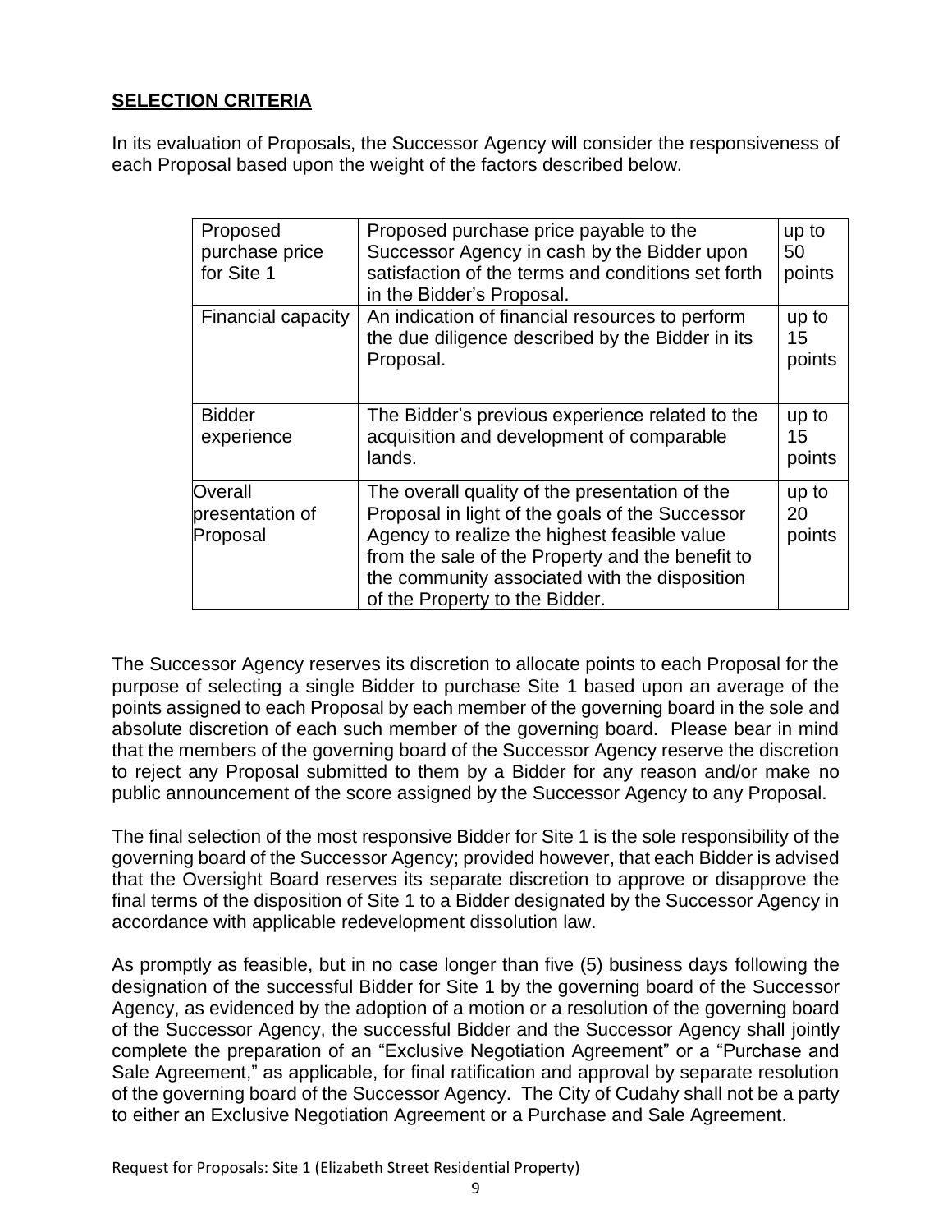**SELECTION CRITERIA**

In its evaluation of Proposals, the Successor Agency will consider the responsiveness of each Proposal based upon the weight of the factors described below.

| | | |
|---|---|---|
| Proposed purchase price for Site 1 | Proposed purchase price payable to the Successor Agency in cash by the Bidder upon satisfaction of the terms and conditions set forth in the Bidder's Proposal. | up to 50 points |
| Financial capacity | An indication of financial resources to perform the due diligence described by the Bidder in its Proposal. | up to 15 points |
| Bidder experience | The Bidder's previous experience related to the acquisition and development of comparable lands. | up to 15 points |
| Overall presentation of Proposal | The overall quality of the presentation of the Proposal in light of the goals of the Successor Agency to realize the highest feasible value from the sale of the Property and the benefit to the community associated with the disposition of the Property to the Bidder. | up to 20 points |

The Successor Agency reserves its discretion to allocate points to each Proposal for the purpose of selecting a single Bidder to purchase Site 1 based upon an average of the points assigned to each Proposal by each member of the governing board in the sole and absolute discretion of each such member of the governing board. Please bear in mind that the members of the governing board of the Successor Agency reserve the discretion to reject any Proposal submitted to them by a Bidder for any reason and/or make no public announcement of the score assigned by the Successor Agency to any Proposal.

The final selection of the most responsive Bidder for Site 1 is the sole responsibility of the governing board of the Successor Agency; provided however, that each Bidder is advised that the Oversight Board reserves its separate discretion to approve or disapprove the final terms of the disposition of Site 1 to a Bidder designated by the Successor Agency in accordance with applicable redevelopment dissolution law.

As promptly as feasible, but in no case longer than five (5) business days following the designation of the successful Bidder for Site 1 by the governing board of the Successor Agency, as evidenced by the adoption of a motion or a resolution of the governing board of the Successor Agency, the successful Bidder and the Successor Agency shall jointly complete the preparation of an "Exclusive Negotiation Agreement" or a "Purchase and Sale Agreement," as applicable, for final ratification and approval by separate resolution of the governing board of the Successor Agency. The City of Cudahy shall not be a party to either an Exclusive Negotiation Agreement or a Purchase and Sale Agreement.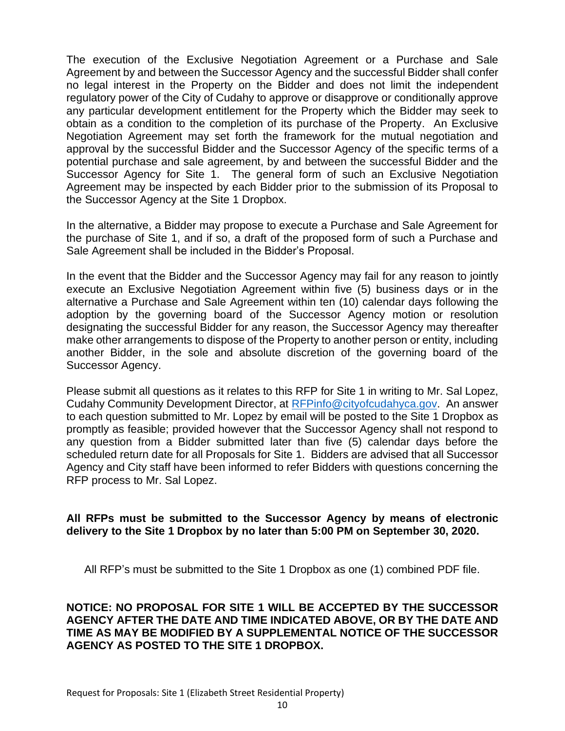The execution of the Exclusive Negotiation Agreement or a Purchase and Sale Agreement by and between the Successor Agency and the successful Bidder shall confer no legal interest in the Property on the Bidder and does not limit the independent regulatory power of the City of Cudahy to approve or disapprove or conditionally approve any particular development entitlement for the Property which the Bidder may seek to obtain as a condition to the completion of its purchase of the Property. An Exclusive Negotiation Agreement may set forth the framework for the mutual negotiation and approval by the successful Bidder and the Successor Agency of the specific terms of a potential purchase and sale agreement, by and between the successful Bidder and the Successor Agency for Site 1. The general form of such an Exclusive Negotiation Agreement may be inspected by each Bidder prior to the submission of its Proposal to the Successor Agency at the Site 1 Dropbox.

In the alternative, a Bidder may propose to execute a Purchase and Sale Agreement for the purchase of Site 1, and if so, a draft of the proposed form of such a Purchase and Sale Agreement shall be included in the Bidder's Proposal.

In the event that the Bidder and the Successor Agency may fail for any reason to jointly execute an Exclusive Negotiation Agreement within five (5) business days or in the alternative a Purchase and Sale Agreement within ten (10) calendar days following the adoption by the governing board of the Successor Agency motion or resolution designating the successful Bidder for any reason, the Successor Agency may thereafter make other arrangements to dispose of the Property to another person or entity, including another Bidder, in the sole and absolute discretion of the governing board of the Successor Agency.

Please submit all questions as it relates to this RFP for Site 1 in writing to Mr. Sal Lopez, Cudahy Community Development Director, at RFPinfo@cityofcudahyca.gov. An answer to each question submitted to Mr. Lopez by email will be posted to the Site 1 Dropbox as promptly as feasible; provided however that the Successor Agency shall not respond to any question from a Bidder submitted later than five (5) calendar days before the scheduled return date for all Proposals for Site 1. Bidders are advised that all Successor Agency and City staff have been informed to refer Bidders with questions concerning the RFP process to Mr. Sal Lopez.

**All RFPs must be submitted to the Successor Agency by means of electronic delivery to the Site 1 Dropbox by no later than 5:00 PM on September 30, 2020.**

All RFP's must be submitted to the Site 1 Dropbox as one (1) combined PDF file.

**NOTICE: NO PROPOSAL FOR SITE 1 WILL BE ACCEPTED BY THE SUCCESSOR AGENCY AFTER THE DATE AND TIME INDICATED ABOVE, OR BY THE DATE AND TIME AS MAY BE MODIFIED BY A SUPPLEMENTAL NOTICE OF THE SUCCESSOR AGENCY AS POSTED TO THE SITE 1 DROPBOX.**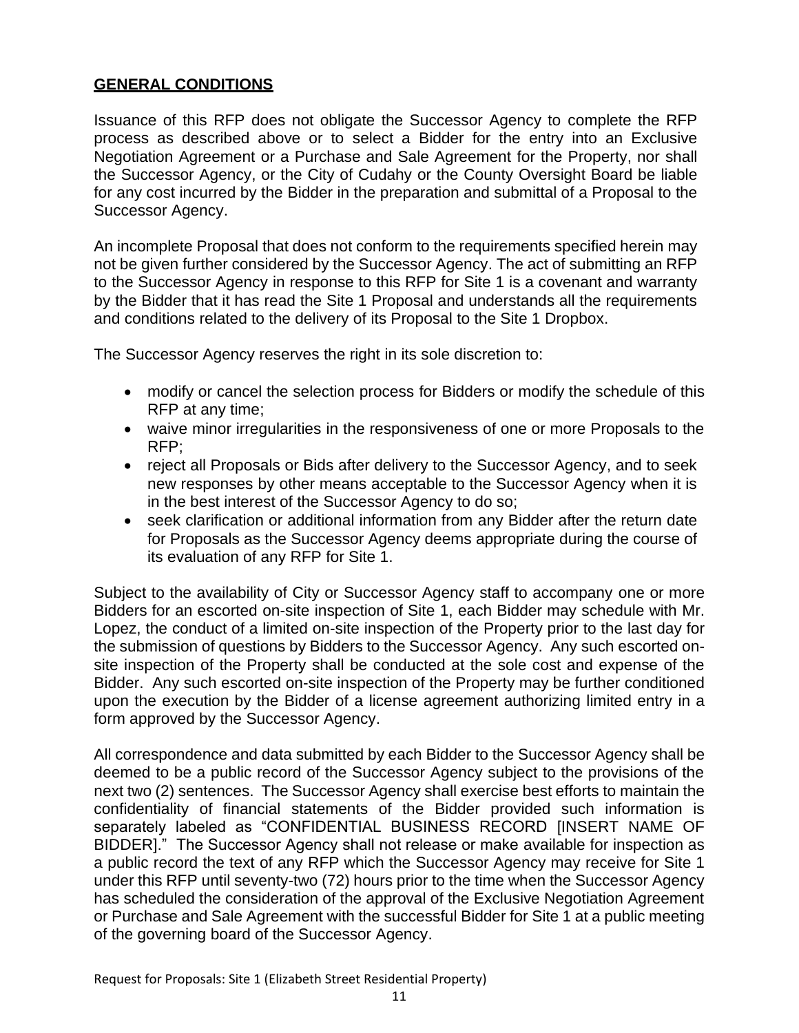## GENERAL CONDITIONS

Issuance of this RFP does not obligate the Successor Agency to complete the RFP process as described above or to select a Bidder for the entry into an Exclusive Negotiation Agreement or a Purchase and Sale Agreement for the Property, nor shall the Successor Agency, or the City of Cudahy or the County Oversight Board be liable for any cost incurred by the Bidder in the preparation and submittal of a Proposal to the Successor Agency.

An incomplete Proposal that does not conform to the requirements specified herein may not be given further considered by the Successor Agency. The act of submitting an RFP to the Successor Agency in response to this RFP for Site 1 is a covenant and warranty by the Bidder that it has read the Site 1 Proposal and understands all the requirements and conditions related to the delivery of its Proposal to the Site 1 Dropbox.

The Successor Agency reserves the right in its sole discretion to:

- modify or cancel the selection process for Bidders or modify the schedule of this RFP at any time;
- waive minor irregularities in the responsiveness of one or more Proposals to the RFP;
- reject all Proposals or Bids after delivery to the Successor Agency, and to seek new responses by other means acceptable to the Successor Agency when it is in the best interest of the Successor Agency to do so;
- seek clarification or additional information from any Bidder after the return date for Proposals as the Successor Agency deems appropriate during the course of its evaluation of any RFP for Site 1.

Subject to the availability of City or Successor Agency staff to accompany one or more Bidders for an escorted on-site inspection of Site 1, each Bidder may schedule with Mr. Lopez, the conduct of a limited on-site inspection of the Property prior to the last day for the submission of questions by Bidders to the Successor Agency. Any such escorted on-site inspection of the Property shall be conducted at the sole cost and expense of the Bidder. Any such escorted on-site inspection of the Property may be further conditioned upon the execution by the Bidder of a license agreement authorizing limited entry in a form approved by the Successor Agency.

All correspondence and data submitted by each Bidder to the Successor Agency shall be deemed to be a public record of the Successor Agency subject to the provisions of the next two (2) sentences. The Successor Agency shall exercise best efforts to maintain the confidentiality of financial statements of the Bidder provided such information is separately labeled as "CONFIDENTIAL BUSINESS RECORD [INSERT NAME OF BIDDER]." The Successor Agency shall not release or make available for inspection as a public record the text of any RFP which the Successor Agency may receive for Site 1 under this RFP until seventy-two (72) hours prior to the time when the Successor Agency has scheduled the consideration of the approval of the Exclusive Negotiation Agreement or Purchase and Sale Agreement with the successful Bidder for Site 1 at a public meeting of the governing board of the Successor Agency.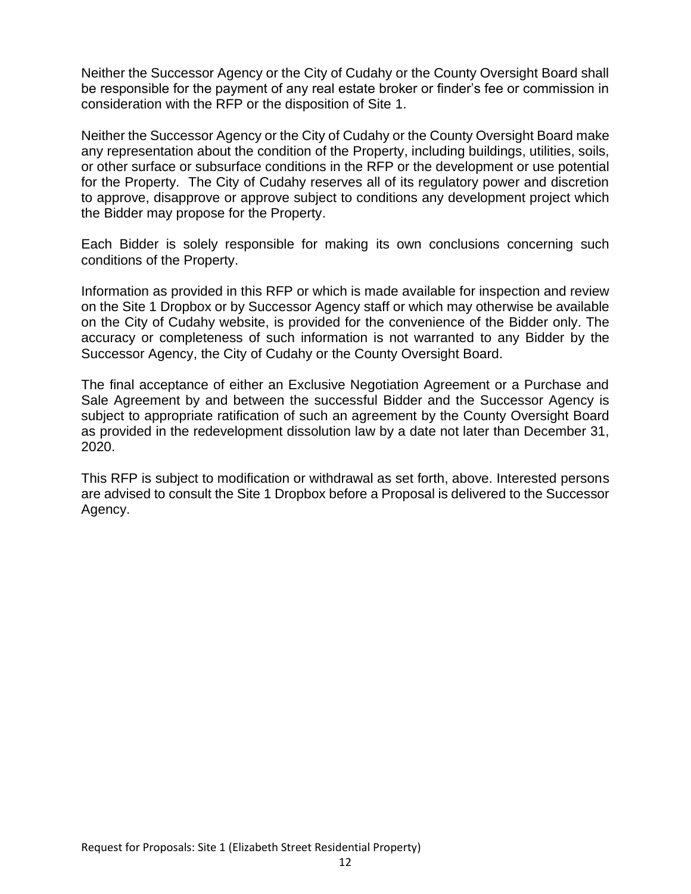Neither the Successor Agency or the City of Cudahy or the County Oversight Board shall be responsible for the payment of any real estate broker or finder's fee or commission in consideration with the RFP or the disposition of Site 1.

Neither the Successor Agency or the City of Cudahy or the County Oversight Board make any representation about the condition of the Property, including buildings, utilities, soils, or other surface or subsurface conditions in the RFP or the development or use potential for the Property. The City of Cudahy reserves all of its regulatory power and discretion to approve, disapprove or approve subject to conditions any development project which the Bidder may propose for the Property.

Each Bidder is solely responsible for making its own conclusions concerning such conditions of the Property.

Information as provided in this RFP or which is made available for inspection and review on the Site 1 Dropbox or by Successor Agency staff or which may otherwise be available on the City of Cudahy website, is provided for the convenience of the Bidder only. The accuracy or completeness of such information is not warranted to any Bidder by the Successor Agency, the City of Cudahy or the County Oversight Board.

The final acceptance of either an Exclusive Negotiation Agreement or a Purchase and Sale Agreement by and between the successful Bidder and the Successor Agency is subject to appropriate ratification of such an agreement by the County Oversight Board as provided in the redevelopment dissolution law by a date not later than December 31, 2020.

This RFP is subject to modification or withdrawal as set forth, above. Interested persons are advised to consult the Site 1 Dropbox before a Proposal is delivered to the Successor Agency.